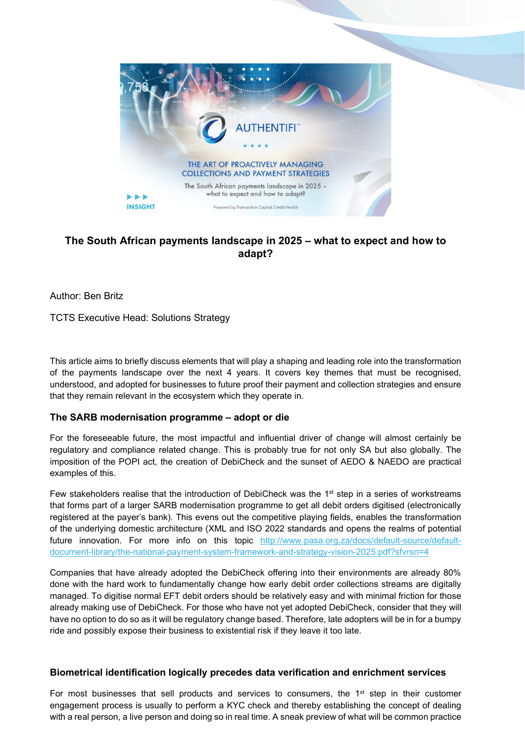## The South African payments landscape in 2025 – what to expect and how to adapt?

Author: Ben Britz

TCTS Executive Head: Solutions Strategy

This article aims to briefly discuss elements that will play a shaping and leading role into the transformation of the payments landscape over the next 4 years. It covers key themes that must be recognised, understood, and adopted for businesses to future proof their payment and collection strategies and ensure that they remain relevant in the ecosystem which they operate in.

### The SARB modernisation programme – adopt or die

For the foreseeable future, the most impactful and influential driver of change will almost certainly be regulatory and compliance related change. This is probably true for not only SA but also globally. The imposition of the POPI act, the creation of DebiCheck and the sunset of AEDO & NAEDO are practical examples of this.

Few stakeholders realise that the introduction of DebiCheck was the 1st step in a series of workstreams that forms part of a larger SARB modernisation programme to get all debit orders digitised (electronically registered at the payer's bank). This evens out the competitive playing fields, enables the transformation of the underlying domestic architecture (XML and ISO 2022 standards and opens the realms of potential future innovation. For more info on this topic [http://www.pasa.org.za/docs/default-source/default-document-library/the-national-payment-system-framework-and-strategy-vision-2025.pdf?sfvrsn=4](http://www.pasa.org.za/docs/default-source/default-document-library/the-national-payment-system-framework-and-strategy-vision-2025.pdf?sfvrsn=4)

Companies that have already adopted the DebiCheck offering into their environments are already 80% done with the hard work to fundamentally change how early debit order collections streams are digitally managed. To digitise normal EFT debit orders should be relatively easy and with minimal friction for those already making use of DebiCheck. For those who have not yet adopted DebiCheck, consider that they will have no option to do so as it will be regulatory change based. Therefore, late adopters will be in for a bumpy ride and possibly expose their business to existential risk if they leave it too late.

### Biometrical identification logically precedes data verification and enrichment services

For most businesses that sell products and services to consumers, the 1st step in their customer engagement process is usually to perform a KYC check and thereby establishing the concept of dealing with a real person, a live person and doing so in real time. A sneak preview of what will be common practice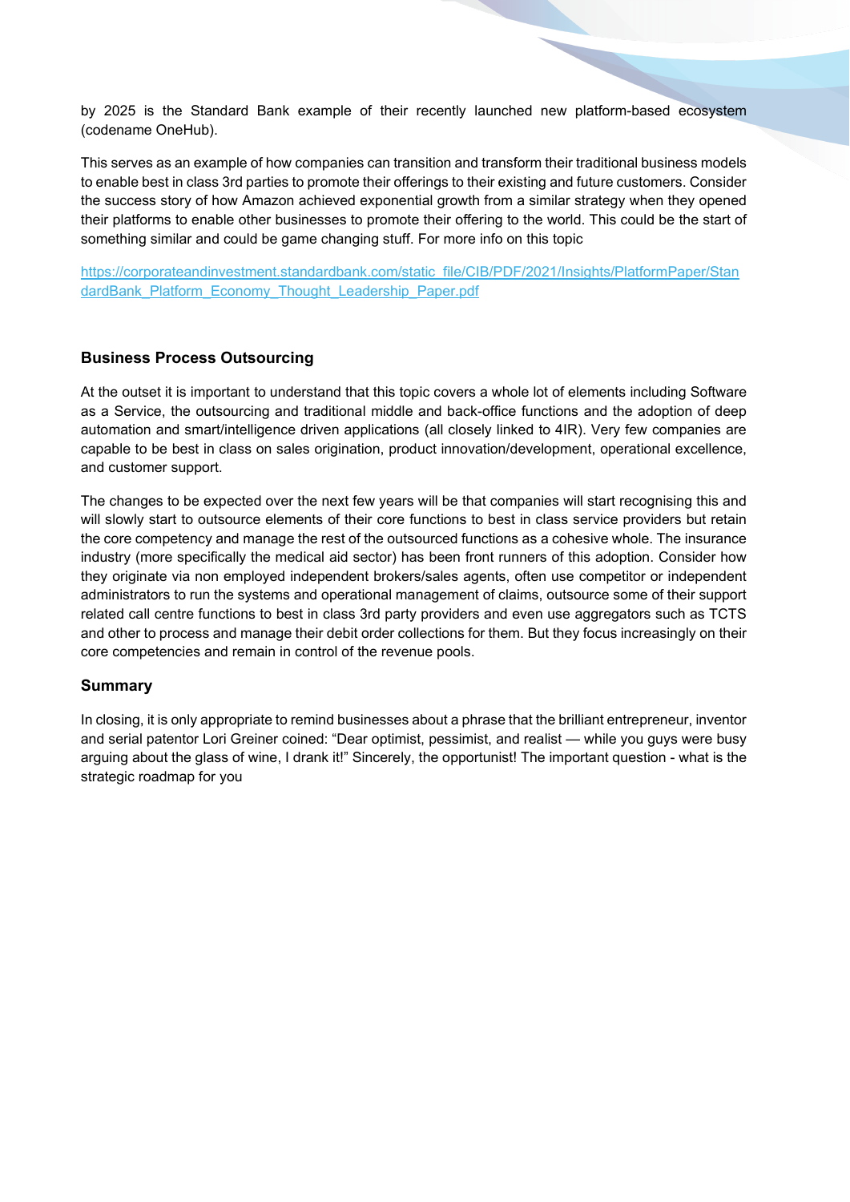by 2025 is the Standard Bank example of their recently launched new platform-based ecosystem (codename OneHub).

This serves as an example of how companies can transition and transform their traditional business models to enable best in class 3rd parties to promote their offerings to their existing and future customers. Consider the success story of how Amazon achieved exponential growth from a similar strategy when they opened their platforms to enable other businesses to promote their offering to the world. This could be the start of something similar and could be game changing stuff. For more info on this topic

https://corporateandinvestment.standardbank.com/static_file/CIB/PDF/2021/Insights/PlatformPaper/StandardBank_Platform_Economy_Thought_Leadership_Paper.pdf

### Business Process Outsourcing

At the outset it is important to understand that this topic covers a whole lot of elements including Software as a Service, the outsourcing and traditional middle and back-office functions and the adoption of deep automation and smart/intelligence driven applications (all closely linked to 4IR). Very few companies are capable to be best in class on sales origination, product innovation/development, operational excellence, and customer support.

The changes to be expected over the next few years will be that companies will start recognising this and will slowly start to outsource elements of their core functions to best in class service providers but retain the core competency and manage the rest of the outsourced functions as a cohesive whole. The insurance industry (more specifically the medical aid sector) has been front runners of this adoption. Consider how they originate via non employed independent brokers/sales agents, often use competitor or independent administrators to run the systems and operational management of claims, outsource some of their support related call centre functions to best in class 3rd party providers and even use aggregators such as TCTS and other to process and manage their debit order collections for them. But they focus increasingly on their core competencies and remain in control of the revenue pools.

### Summary

In closing, it is only appropriate to remind businesses about a phrase that the brilliant entrepreneur, inventor and serial patentor Lori Greiner coined: "Dear optimist, pessimist, and realist — while you guys were busy arguing about the glass of wine, I drank it!" Sincerely, the opportunist! The important question - what is the strategic roadmap for you